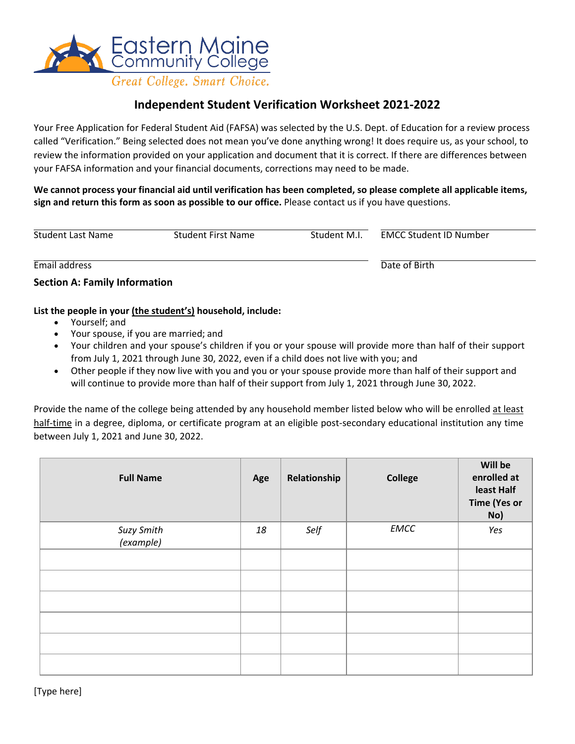Eastern Maine Community College

*Great College. Smart Choice.*

# Independent Student Verification Worksheet 2021-2022

Your Free Application for Federal Student Aid (FAFSA) was selected by the U.S. Dept. of Education for a review process called "Verification." Being selected does not mean you've done anything wrong! It does require us, as your school, to review the information provided on your application and document that it is correct. If there are differences between your FAFSA information and your financial documents, corrections may need to be made.

**We cannot process your financial aid until verification has been completed, so please complete all applicable items, sign and return this form as soon as possible to our office.** Please contact us if you have questions.

Student Last Name  Student First Name  Student M.I.  EMCC Student ID Number

Email address  Date of Birth

## Section A: Family Information

**List the people in your <u>(the student's)</u> household, include:**

- Yourself; and
- Your spouse, if you are married; and
- Your children and your spouse's children if you or your spouse will provide more than half of their support from July 1, 2021 through June 30, 2022, even if a child does not live with you; and
- Other people if they now live with you and you or your spouse provide more than half of their support and will continue to provide more than half of their support from July 1, 2021 through June 30, 2022.

Provide the name of the college being attended by any household member listed below who will be enrolled <u>at least half-time</u> in a degree, diploma, or certificate program at an eligible post-secondary educational institution any time between July 1, 2021 and June 30, 2022.

| Full Name | Age | Relationship | College | Will be enrolled at least Half Time (Yes or No) |
|---|---|---|---|---|
| *Suzy Smith (example)* | *18* | *Self* | *EMCC* | *Yes* |
| | | | | |
| | | | | |
| | | | | |
| | | | | |
| | | | | |
| | | | | |

[Type here]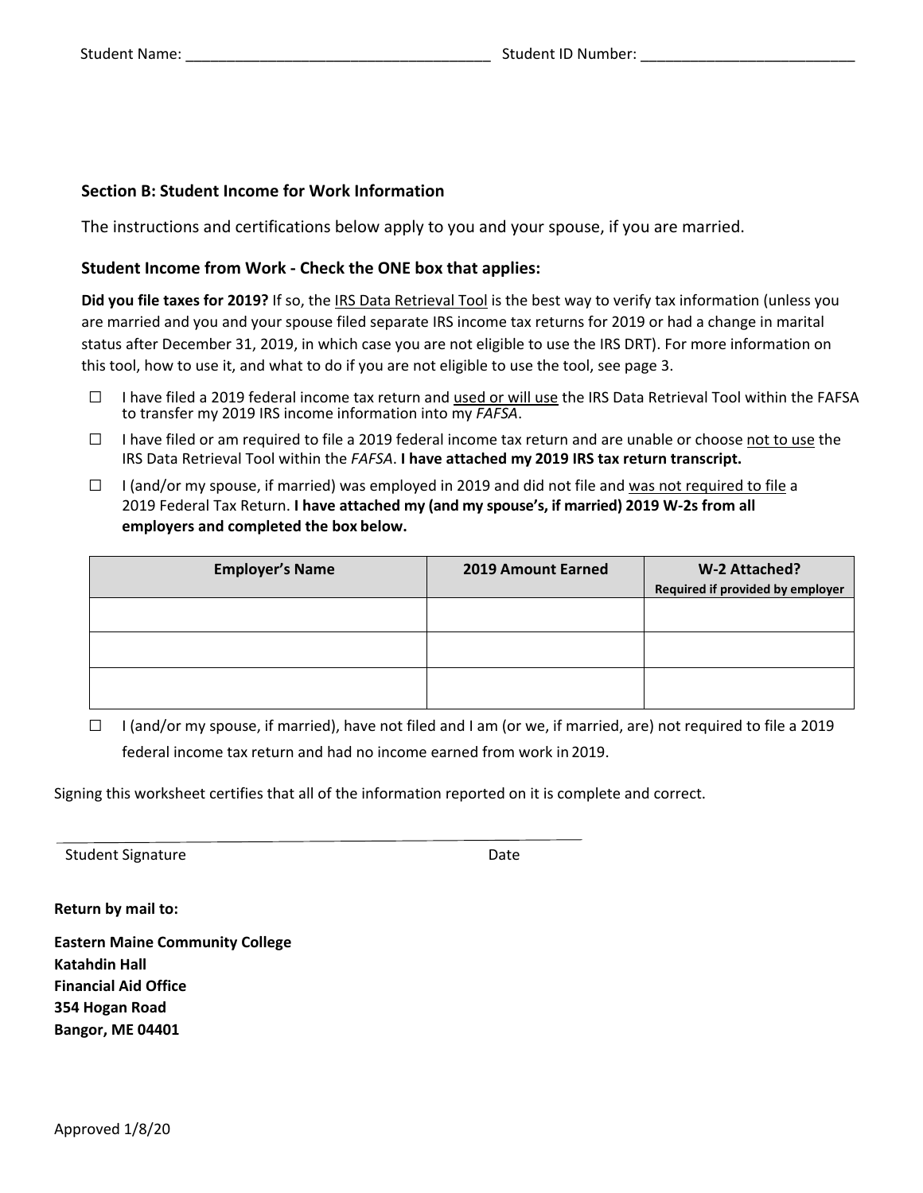Student Name: ____________________________________ Student ID Number: _________________________

### Section B: Student Income for Work Information

The instructions and certifications below apply to you and your spouse, if you are married.

### Student Income from Work - Check the ONE box that applies:

**Did you file taxes for 2019?** If so, the IRS Data Retrieval Tool is the best way to verify tax information (unless you are married and you and your spouse filed separate IRS income tax returns for 2019 or had a change in marital status after December 31, 2019, in which case you are not eligible to use the IRS DRT). For more information on this tool, how to use it, and what to do if you are not eligible to use the tool, see page 3.

☐ I have filed a 2019 federal income tax return and used or will use the IRS Data Retrieval Tool within the FAFSA to transfer my 2019 IRS income information into my *FAFSA*.

☐ I have filed or am required to file a 2019 federal income tax return and are unable or choose not to use the IRS Data Retrieval Tool within the *FAFSA*. **I have attached my 2019 IRS tax return transcript.**

☐ I (and/or my spouse, if married) was employed in 2019 and did not file and was not required to file a 2019 Federal Tax Return. **I have attached my (and my spouse's, if married) 2019 W-2s from all employers and completed the box below.**

| Employer's Name | 2019 Amount Earned | W-2 Attached? Required if provided by employer |
|---|---|---|
| | | |
| | | |
| | | |

☐ I (and/or my spouse, if married), have not filed and I am (or we, if married, are) not required to file a 2019 federal income tax return and had no income earned from work in 2019.

Signing this worksheet certifies that all of the information reported on it is complete and correct.

_______________________________________________

Student Signature Date

**Return by mail to:**

**Eastern Maine Community College**
**Katahdin Hall**
**Financial Aid Office**
**354 Hogan Road**
**Bangor, ME 04401**

Approved 1/8/20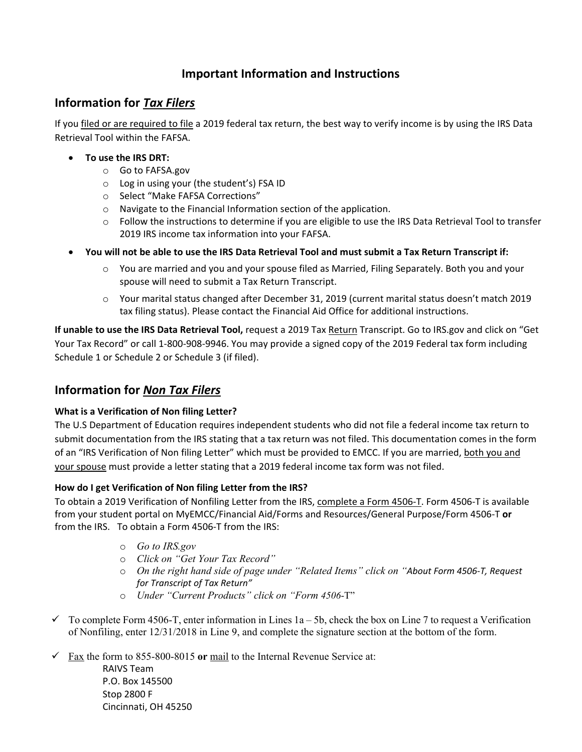## Important Information and Instructions

## Information for ***Tax Filers***

If you filed or are required to file a 2019 federal tax return, the best way to verify income is by using the IRS Data Retrieval Tool within the FAFSA.

- **To use the IRS DRT:**
  - Go to FAFSA.gov
  - Log in using your (the student's) FSA ID
  - Select "Make FAFSA Corrections"
  - Navigate to the Financial Information section of the application.
  - Follow the instructions to determine if you are eligible to use the IRS Data Retrieval Tool to transfer 2019 IRS income tax information into your FAFSA.
- **You will not be able to use the IRS Data Retrieval Tool and must submit a Tax Return Transcript if:**
  - You are married and you and your spouse filed as Married, Filing Separately. Both you and your spouse will need to submit a Tax Return Transcript.
  - Your marital status changed after December 31, 2019 (current marital status doesn't match 2019 tax filing status). Please contact the Financial Aid Office for additional instructions.

**If unable to use the IRS Data Retrieval Tool,** request a 2019 Tax Return Transcript. Go to IRS.gov and click on "Get Your Tax Record" or call 1-800-908-9946. You may provide a signed copy of the 2019 Federal tax form including Schedule 1 or Schedule 2 or Schedule 3 (if filed).

## Information for ***Non Tax Filers***

**What is a Verification of Non filing Letter?**

The U.S Department of Education requires independent students who did not file a federal income tax return to submit documentation from the IRS stating that a tax return was not filed. This documentation comes in the form of an "IRS Verification of Non filing Letter" which must be provided to EMCC. If you are married, both you and your spouse must provide a letter stating that a 2019 federal income tax form was not filed.

**How do I get Verification of Non filing Letter from the IRS?**

To obtain a 2019 Verification of Nonfiling Letter from the IRS, complete a Form 4506-T. Form 4506-T is available from your student portal on MyEMCC/Financial Aid/Forms and Resources/General Purpose/Form 4506-T **or** from the IRS. To obtain a Form 4506-T from the IRS:

- *Go to IRS.gov*
- *Click on "Get Your Tax Record"*
- *On the right hand side of page under "Related Items" click on "About Form 4506-T, Request for Transcript of Tax Return"*
- *Under "Current Products" click on "Form 4506-*T"

✓ To complete Form 4506-T, enter information in Lines 1a – 5b, check the box on Line 7 to request a Verification of Nonfiling, enter 12/31/2018 in Line 9, and complete the signature section at the bottom of the form.

✓ Fax the form to 855-800-8015 **or** mail to the Internal Revenue Service at:

RAIVS Team
P.O. Box 145500
Stop 2800 F
Cincinnati, OH 45250